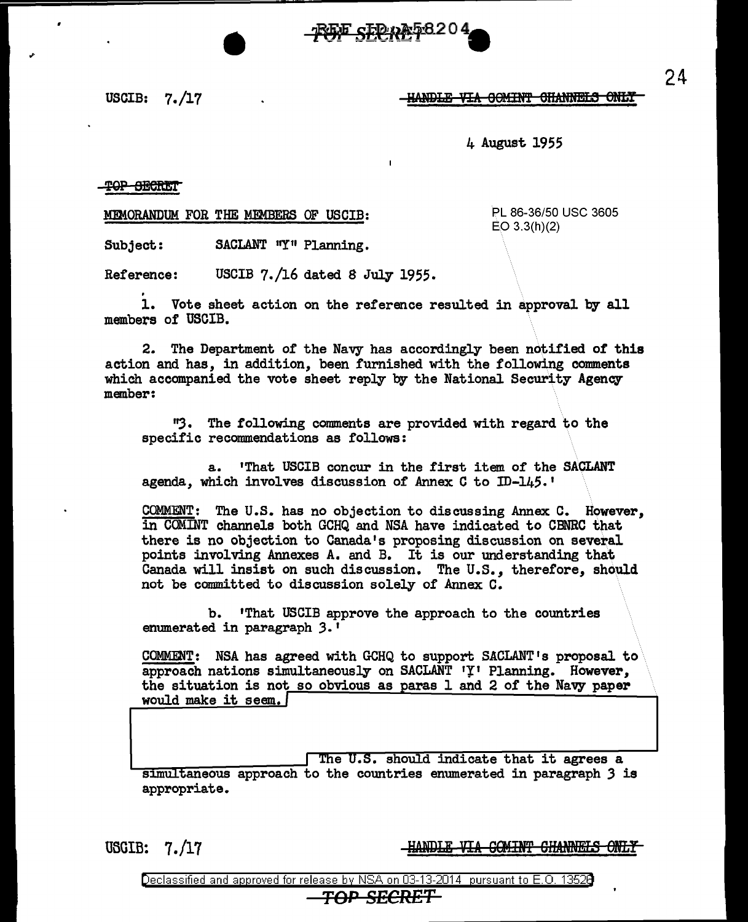USCIB: 7./17

~~HANDLE VIA COMINT CHANNELS ONLY~~

4 August 1955

~~TOP SECRET~~

MEMORANDUM FOR THE MEMBERS OF USCIB:

PL 86-36/50 USC 3605
EO 3.3(h)(2)

Subject: SACLANT "Y" Planning.

Reference: USCIB 7./16 dated 8 July 1955.

1. Vote sheet action on the reference resulted in approval by all members of USCIB.

2. The Department of the Navy has accordingly been notified of this action and has, in addition, been furnished with the following comments which accompanied the vote sheet reply by the National Security Agency member:

"3. The following comments are provided with regard to the specific recommendations as follows:

a. 'That USCIB concur in the first item of the SACLANT agenda, which involves discussion of Annex C to ID-145.'

COMMENT: The U.S. has no objection to discussing Annex C. However, in COMINT channels both GCHQ and NSA have indicated to CBNRC that there is no objection to Canada's proposing discussion on several points involving Annexes A. and B. It is our understanding that Canada will insist on such discussion. The U.S., therefore, should not be committed to discussion solely of Annex C.

b. 'That USCIB approve the approach to the countries enumerated in paragraph 3.'

COMMENT: NSA has agreed with GCHQ to support SACLANT's proposal to approach nations simultaneously on SACLANT 'Y' Planning. However, the situation is not so obvious as paras 1 and 2 of the Navy paper would make it seem. [REDACTED] The U.S. should indicate that it agrees a simultaneous approach to the countries enumerated in paragraph 3 is appropriate.

USCIB: 7./17

~~HANDLE VIA COMINT CHANNELS ONLY~~

Declassified and approved for release by NSA on 03-13-2014 pursuant to E.O. 13526

~~TOP SECRET~~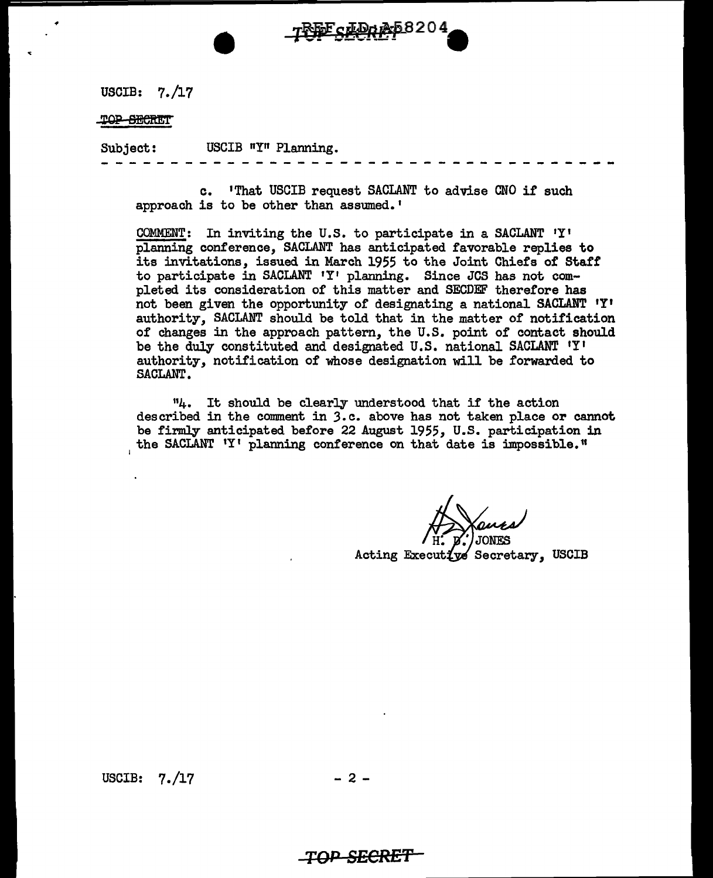USCIB: 7./17

TOP SECRET

Subject: USCIB "Y" Planning.

- - - - - - - - - - - - - - - - - - - - - - - - - - - - - - - - - - - -

c. 'That USCIB request SACLANT to advise CNO if such approach is to be other than assumed.'

COMMENT: In inviting the U.S. to participate in a SACLANT 'Y' planning conference, SACLANT has anticipated favorable replies to its invitations, issued in March 1955 to the Joint Chiefs of Staff to participate in SACLANT 'Y' planning. Since JCS has not completed its consideration of this matter and SECDEF therefore has not been given the opportunity of designating a national SACLANT 'Y' authority, SACLANT should be told that in the matter of notification of changes in the approach pattern, the U.S. point of contact should be the duly constituted and designated U.S. national SACLANT 'Y' authority, notification of whose designation will be forwarded to SACLANT.

"4. It should be clearly understood that if the action described in the comment in 3.c. above has not taken place or cannot be firmly anticipated before 22 August 1955, U.S. participation in the SACLANT 'Y' planning conference on that date is impossible."

H. D. JONES
Acting Executive Secretary, USCIB

USCIB: 7./17

TOP SECRET